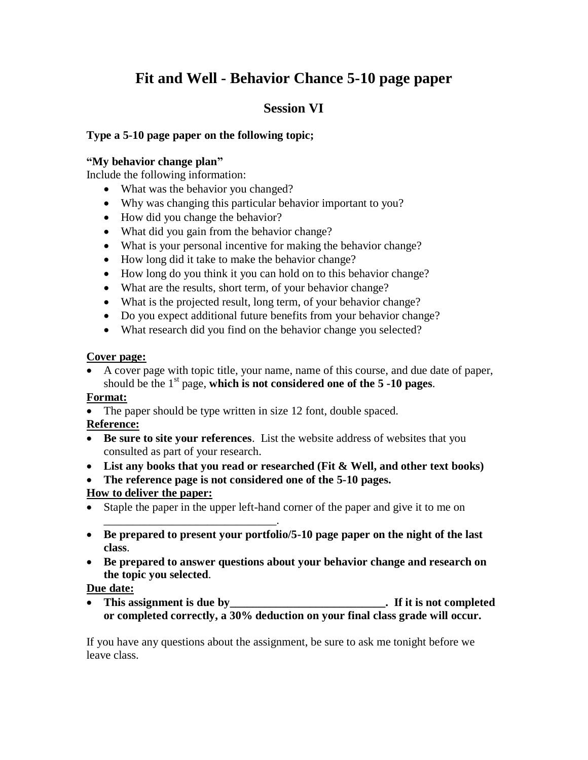# Fit and Well - Behavior Chance 5-10 page paper

## Session VI

**Type a 5-10 page paper on the following topic;**

**"My behavior change plan"**
Include the following information:

- What was the behavior you changed?
- Why was changing this particular behavior important to you?
- How did you change the behavior?
- What did you gain from the behavior change?
- What is your personal incentive for making the behavior change?
- How long did it take to make the behavior change?
- How long do you think it you can hold on to this behavior change?
- What are the results, short term, of your behavior change?
- What is the projected result, long term, of your behavior change?
- Do you expect additional future benefits from your behavior change?
- What research did you find on the behavior change you selected?

**Cover page:**

- A cover page with topic title, your name, name of this course, and due date of paper, should be the 1st page, **which is not considered one of the 5 -10 pages**.

**Format:**

- The paper should be type written in size 12 font, double spaced.

**Reference:**

- **Be sure to site your references**. List the website address of websites that you consulted as part of your research.
- **List any books that you read or researched (Fit & Well, and other text books)**
- **The reference page is not considered one of the 5-10 pages.**

**How to deliver the paper:**

- Staple the paper in the upper left-hand corner of the paper and give it to me on ______________________________.
- **Be prepared to present your portfolio/5-10 page paper on the night of the last class**.
- **Be prepared to answer questions about your behavior change and research on the topic you selected**.

**Due date:**

- **This assignment is due by___________________________. If it is not completed or completed correctly, a 30% deduction on your final class grade will occur.**

If you have any questions about the assignment, be sure to ask me tonight before we leave class.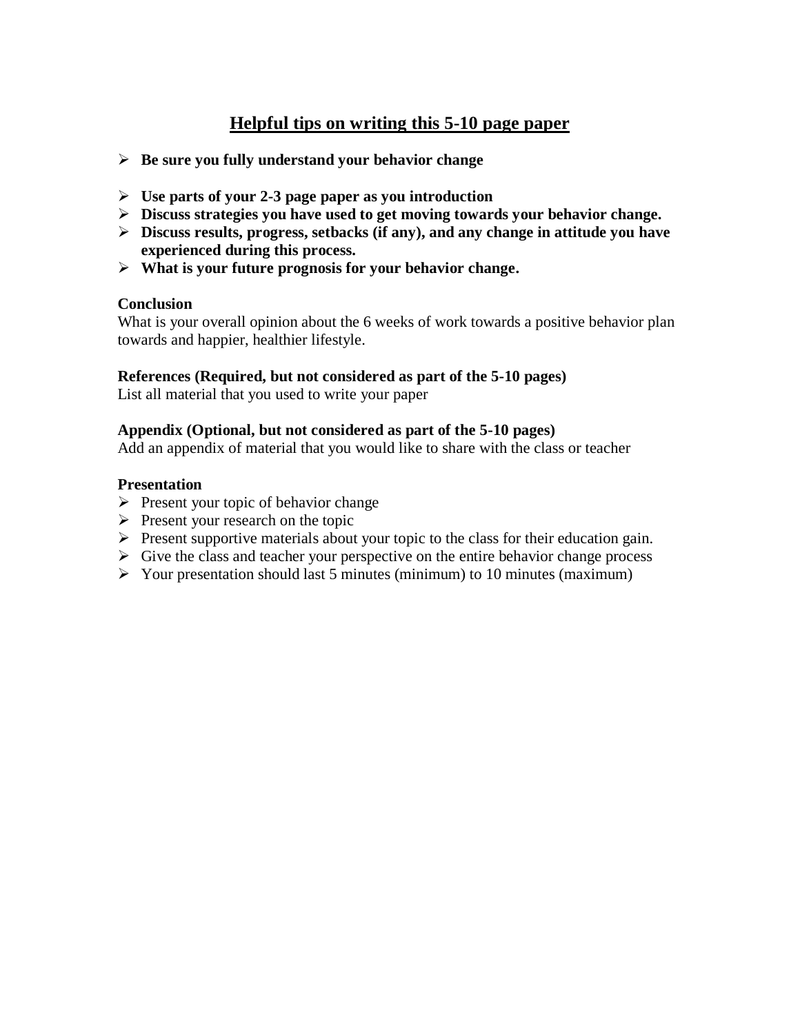## Helpful tips on writing this 5-10 page paper

- **Be sure you fully understand your behavior change**
- **Use parts of your 2-3 page paper as you introduction**
- **Discuss strategies you have used to get moving towards your behavior change.**
- **Discuss results, progress, setbacks (if any), and any change in attitude you have experienced during this process.**
- **What is your future prognosis for your behavior change.**

**Conclusion**

What is your overall opinion about the 6 weeks of work towards a positive behavior plan towards and happier, healthier lifestyle.

**References (Required, but not considered as part of the 5-10 pages)**

List all material that you used to write your paper

**Appendix (Optional, but not considered as part of the 5-10 pages)**

Add an appendix of material that you would like to share with the class or teacher

**Presentation**

- Present your topic of behavior change
- Present your research on the topic
- Present supportive materials about your topic to the class for their education gain.
- Give the class and teacher your perspective on the entire behavior change process
- Your presentation should last 5 minutes (minimum) to 10 minutes (maximum)